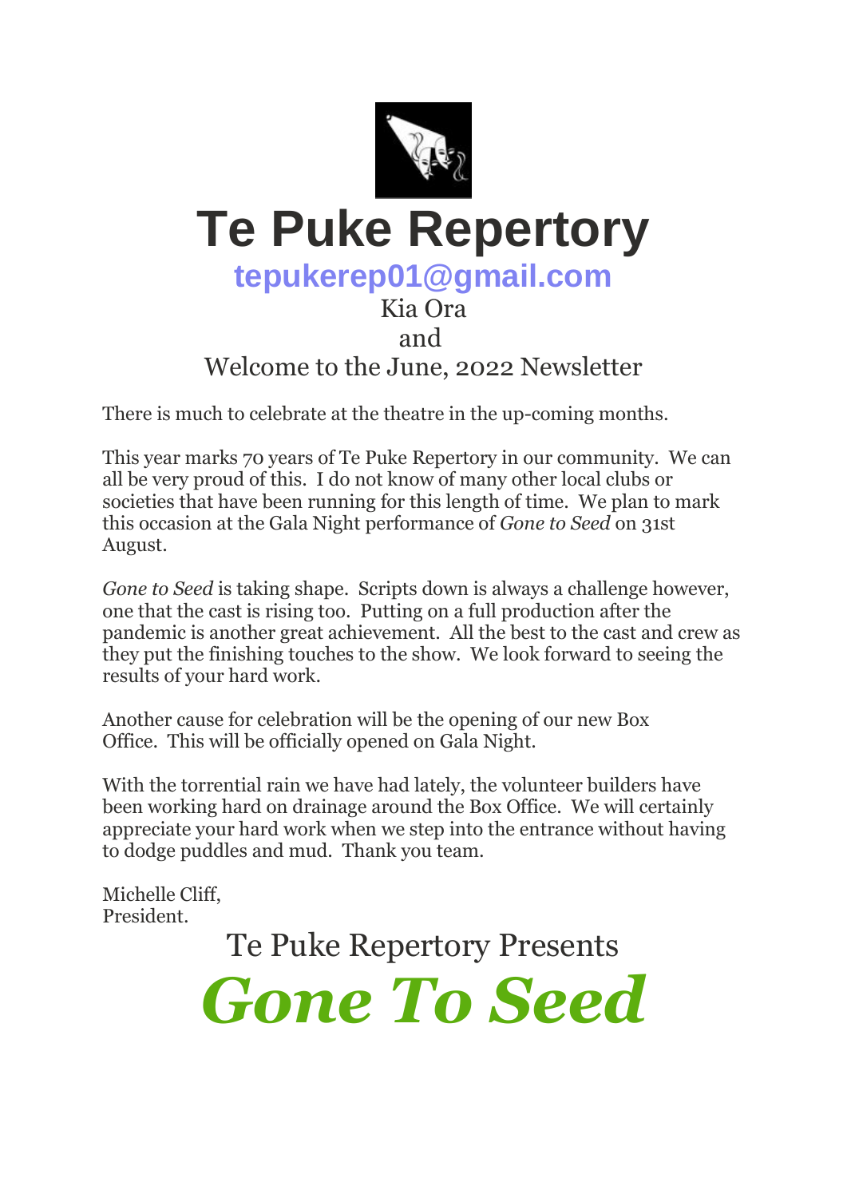# Te Puke Repertory

**tepukerep01@gmail.com**

Kia Ora
and
Welcome to the June, 2022 Newsletter

There is much to celebrate at the theatre in the up-coming months.

This year marks 70 years of Te Puke Repertory in our community. We can all be very proud of this. I do not know of many other local clubs or societies that have been running for this length of time. We plan to mark this occasion at the Gala Night performance of *Gone to Seed* on 31st August.

*Gone to Seed* is taking shape. Scripts down is always a challenge however, one that the cast is rising too. Putting on a full production after the pandemic is another great achievement. All the best to the cast and crew as they put the finishing touches to the show. We look forward to seeing the results of your hard work.

Another cause for celebration will be the opening of our new Box Office. This will be officially opened on Gala Night.

With the torrential rain we have had lately, the volunteer builders have been working hard on drainage around the Box Office. We will certainly appreciate your hard work when we step into the entrance without having to dodge puddles and mud. Thank you team.

Michelle Cliff,
President.

Te Puke Repertory Presents

## *Gone To Seed*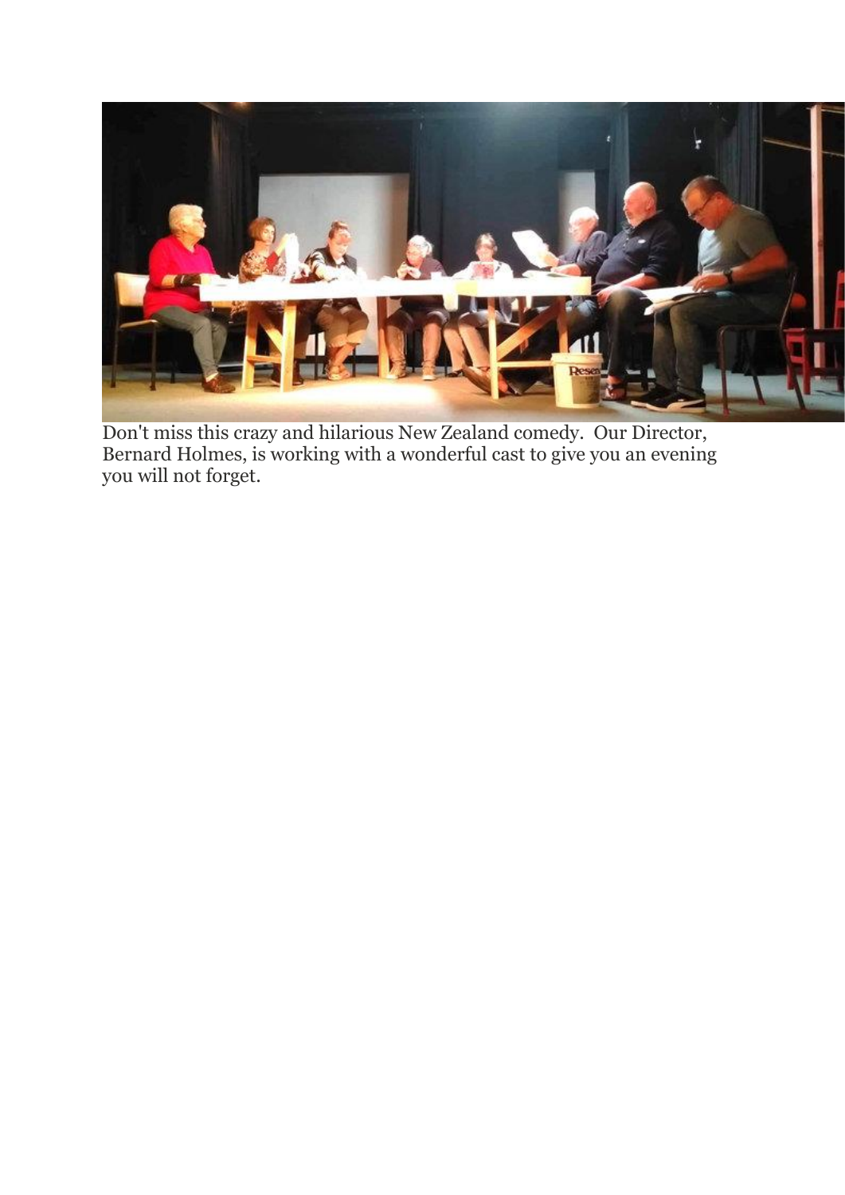Don't miss this crazy and hilarious New Zealand comedy. Our Director, Bernard Holmes, is working with a wonderful cast to give you an evening you will not forget.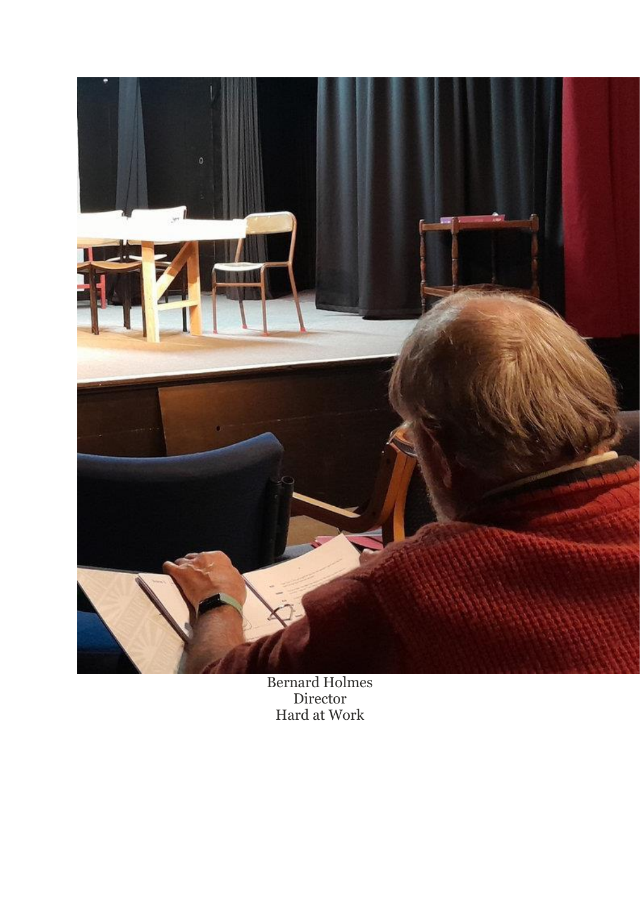Bernard Holmes
Director
Hard at Work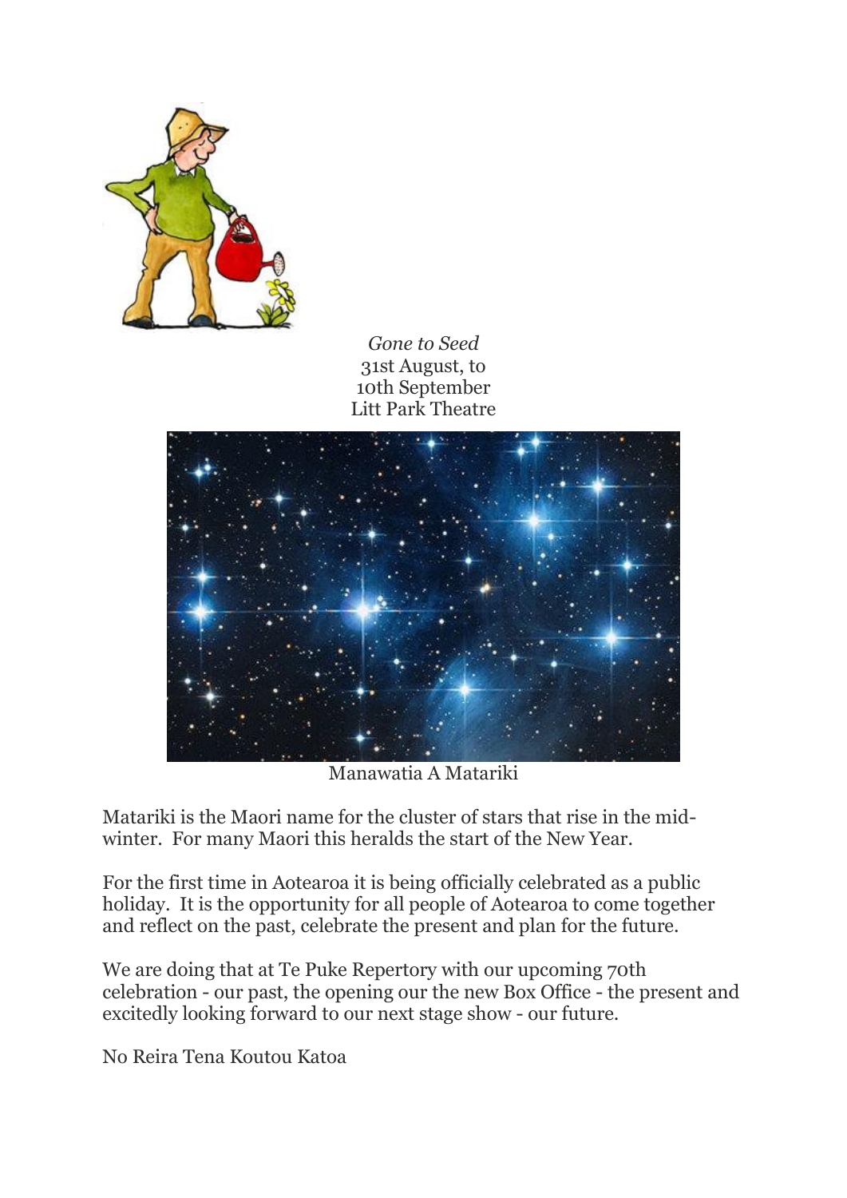*Gone to Seed*
31st August, to
10th September
Litt Park Theatre

Manawatia A Matariki

Matariki is the Maori name for the cluster of stars that rise in the mid-winter. For many Maori this heralds the start of the New Year.

For the first time in Aotearoa it is being officially celebrated as a public holiday. It is the opportunity for all people of Aotearoa to come together and reflect on the past, celebrate the present and plan for the future.

We are doing that at Te Puke Repertory with our upcoming 70th celebration - our past, the opening our the new Box Office - the present and excitedly looking forward to our next stage show - our future.

No Reira Tena Koutou Katoa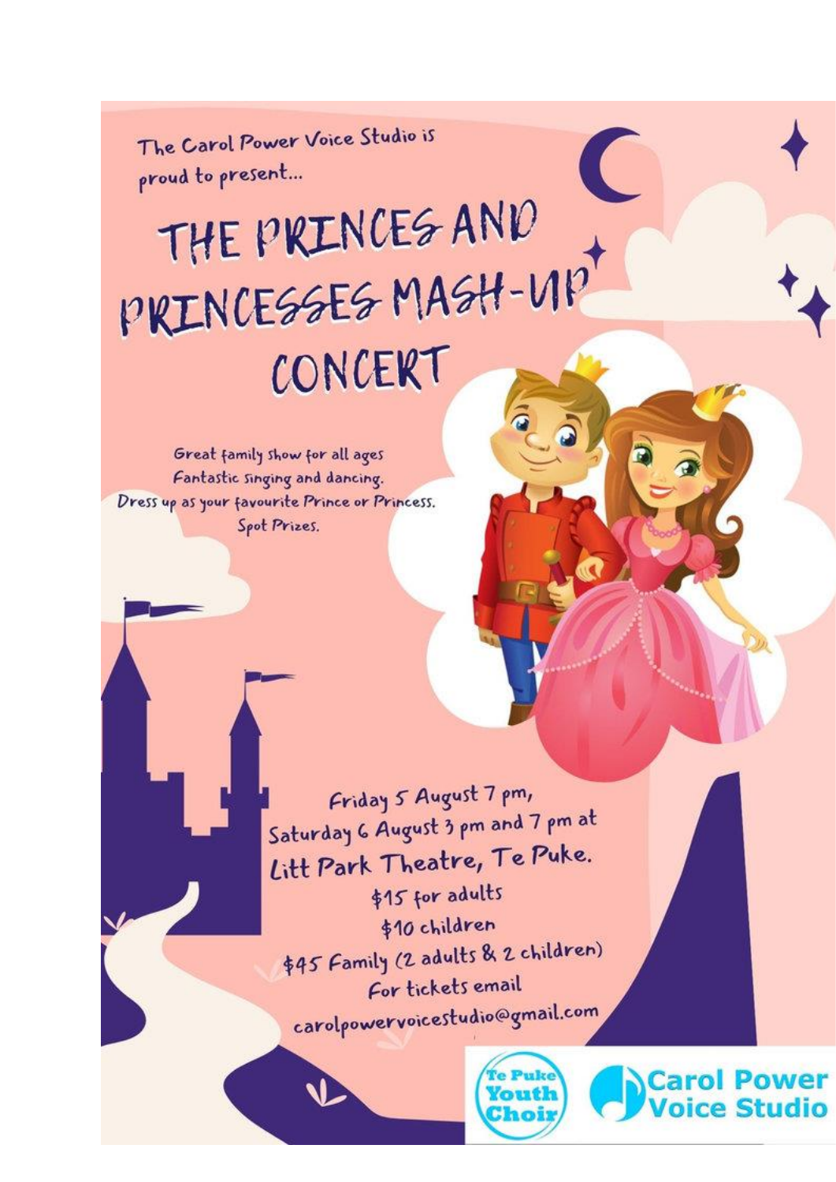The Carol Power Voice Studio is proud to present...

# THE PRINCES AND PRINCESSES MASH-UP CONCERT

Great family show for all ages
Fantastic singing and dancing.
Dress up as your favourite Prince or Princess.
Spot Prizes.

Friday 5 August 7 pm,
Saturday 6 August 3 pm and 7 pm at
Litt Park Theatre, Te Puke.

$15 for adults
$10 children
$45 Family (2 adults & 2 children)

For tickets email
carolpowervoicestudio@gmail.com

Te Puke Youth Choir

Carol Power Voice Studio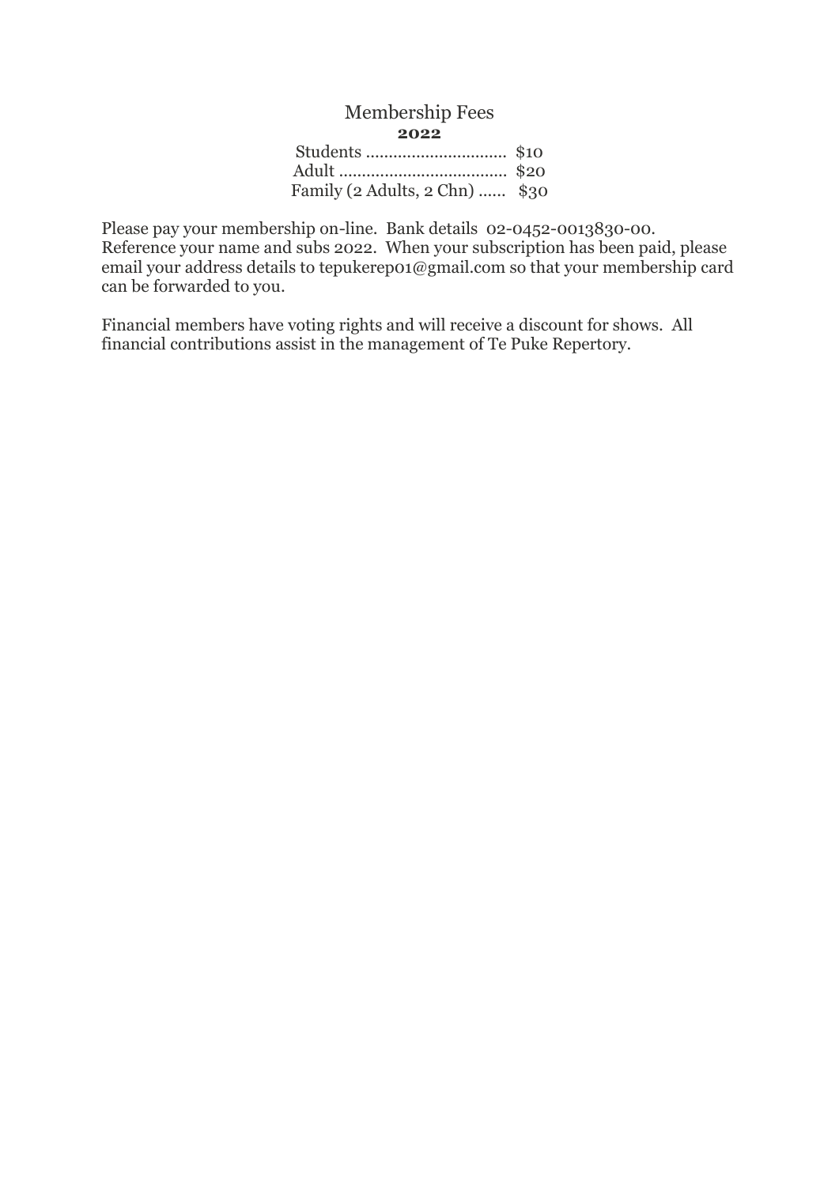## Membership Fees

**2022**

Students ................................ $10
Adult ..................................... $20
Family (2 Adults, 2 Chn) ...... $30

Please pay your membership on-line. Bank details 02-0452-0013830-00. Reference your name and subs 2022. When your subscription has been paid, please email your address details to tepukerep01@gmail.com so that your membership card can be forwarded to you.

Financial members have voting rights and will receive a discount for shows. All financial contributions assist in the management of Te Puke Repertory.